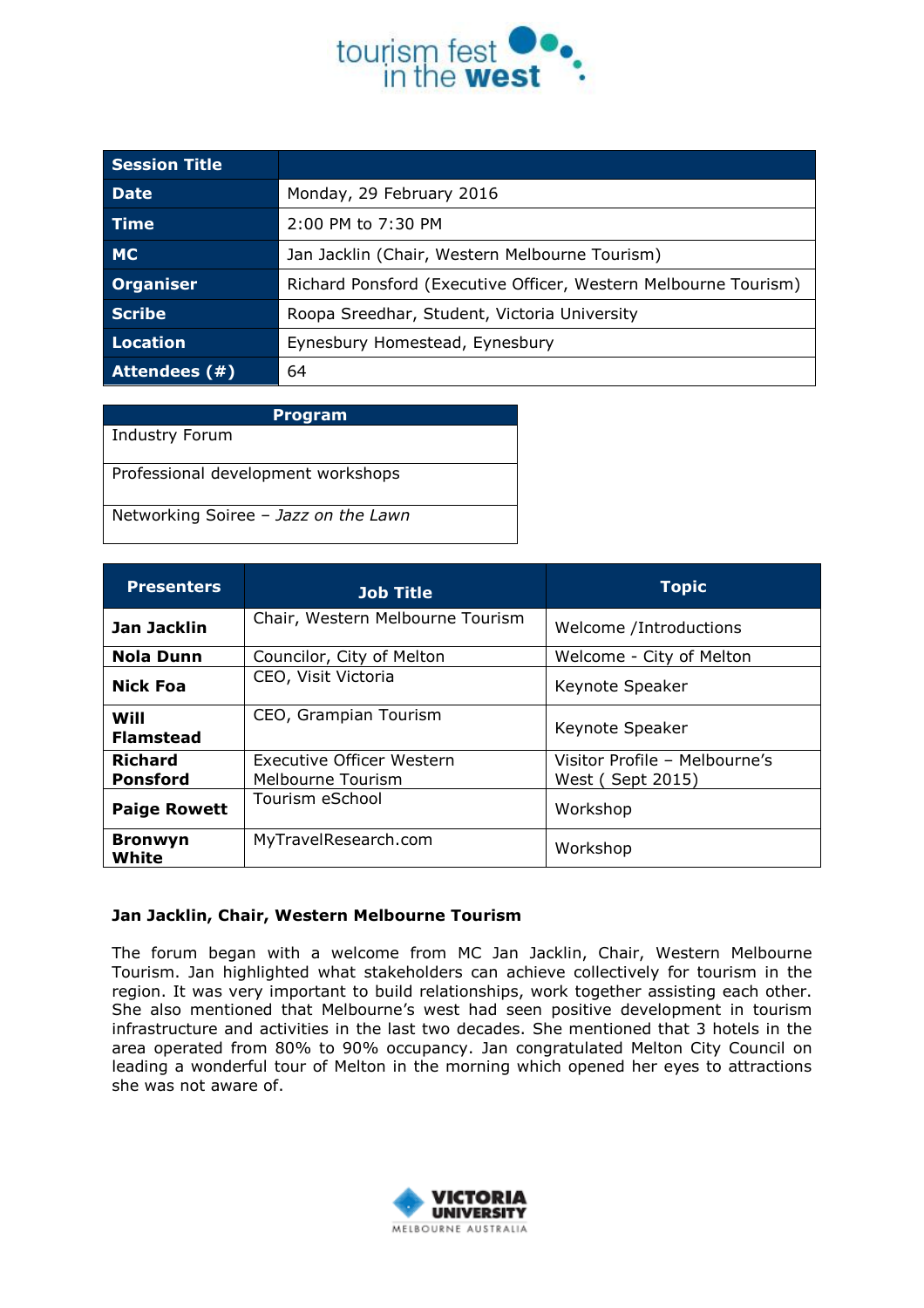tourism fest in the west

| Session Title | |
|---|---|
| Date | Monday, 29 February 2016 |
| Time | 2:00 PM to 7:30 PM |
| MC | Jan Jacklin (Chair, Western Melbourne Tourism) |
| Organiser | Richard Ponsford (Executive Officer, Western Melbourne Tourism) |
| Scribe | Roopa Sreedhar, Student, Victoria University |
| Location | Eynesbury Homestead, Eynesbury |
| Attendees (#) | 64 |

| Program |
|---|
| Industry Forum |
| Professional development workshops |
| Networking Soiree – *Jazz on the Lawn* |

| Presenters | Job Title | Topic |
|---|---|---|
| **Jan Jacklin** | Chair, Western Melbourne Tourism | Welcome /Introductions |
| **Nola Dunn** | Councilor, City of Melton | Welcome - City of Melton |
| **Nick Foa** | CEO, Visit Victoria | Keynote Speaker |
| **Will Flamstead** | CEO, Grampian Tourism | Keynote Speaker |
| **Richard Ponsford** | Executive Officer Western Melbourne Tourism | Visitor Profile – Melbourne's West ( Sept 2015) |
| **Paige Rowett** | Tourism eSchool | Workshop |
| **Bronwyn White** | MyTravelResearch.com | Workshop |

### Jan Jacklin, Chair, Western Melbourne Tourism

The forum began with a welcome from MC Jan Jacklin, Chair, Western Melbourne Tourism. Jan highlighted what stakeholders can achieve collectively for tourism in the region. It was very important to build relationships, work together assisting each other. She also mentioned that Melbourne's west had seen positive development in tourism infrastructure and activities in the last two decades. She mentioned that 3 hotels in the area operated from 80% to 90% occupancy. Jan congratulated Melton City Council on leading a wonderful tour of Melton in the morning which opened her eyes to attractions she was not aware of.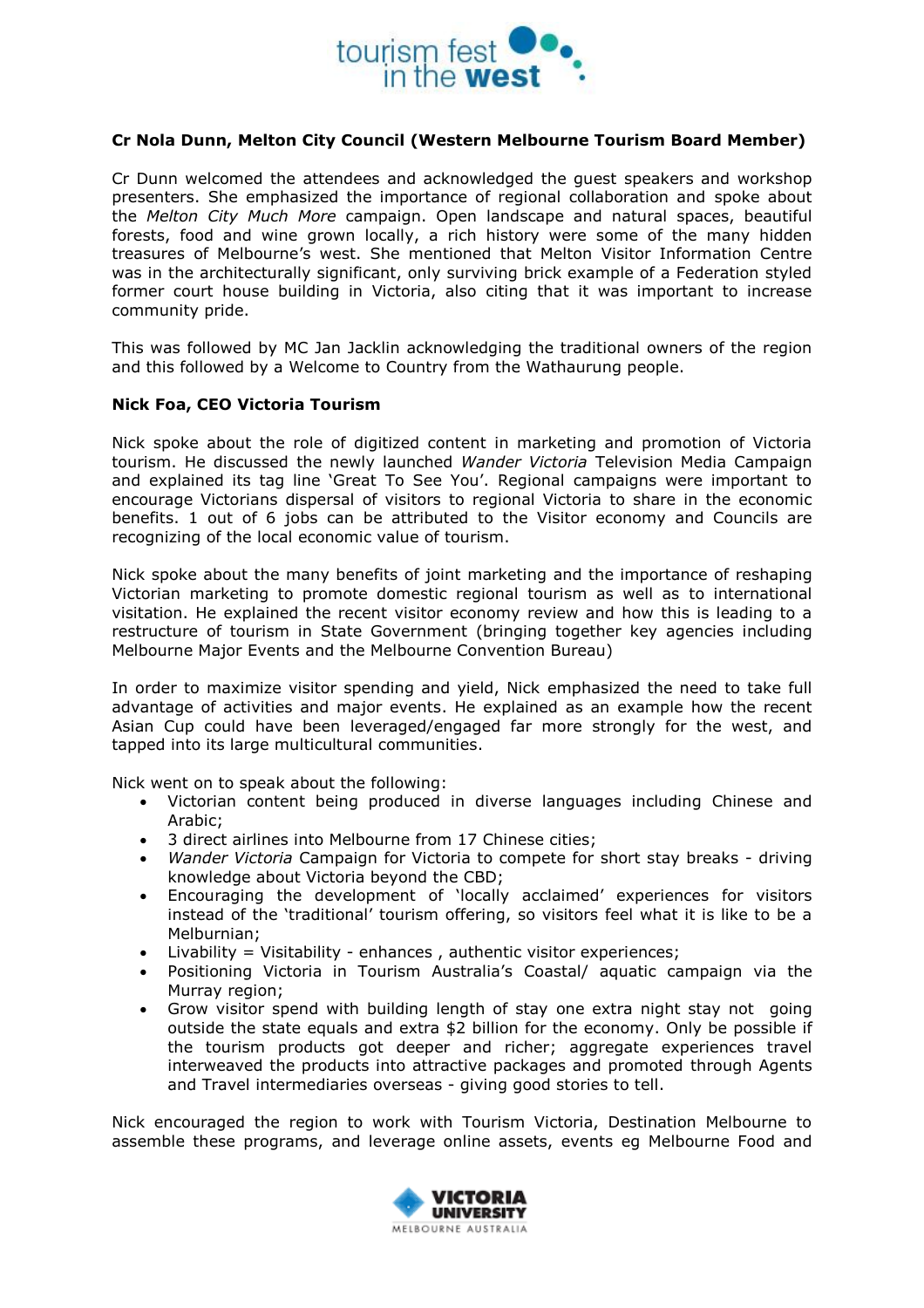**Cr Nola Dunn, Melton City Council (Western Melbourne Tourism Board Member)**

Cr Dunn welcomed the attendees and acknowledged the guest speakers and workshop presenters. She emphasized the importance of regional collaboration and spoke about the *Melton City Much More* campaign. Open landscape and natural spaces, beautiful forests, food and wine grown locally, a rich history were some of the many hidden treasures of Melbourne's west. She mentioned that Melton Visitor Information Centre was in the architecturally significant, only surviving brick example of a Federation styled former court house building in Victoria, also citing that it was important to increase community pride.

This was followed by MC Jan Jacklin acknowledging the traditional owners of the region and this followed by a Welcome to Country from the Wathaurung people.

**Nick Foa, CEO Victoria Tourism**

Nick spoke about the role of digitized content in marketing and promotion of Victoria tourism. He discussed the newly launched *Wander Victoria* Television Media Campaign and explained its tag line 'Great To See You'. Regional campaigns were important to encourage Victorians dispersal of visitors to regional Victoria to share in the economic benefits. 1 out of 6 jobs can be attributed to the Visitor economy and Councils are recognizing of the local economic value of tourism.

Nick spoke about the many benefits of joint marketing and the importance of reshaping Victorian marketing to promote domestic regional tourism as well as to international visitation. He explained the recent visitor economy review and how this is leading to a restructure of tourism in State Government (bringing together key agencies including Melbourne Major Events and the Melbourne Convention Bureau)

In order to maximize visitor spending and yield, Nick emphasized the need to take full advantage of activities and major events. He explained as an example how the recent Asian Cup could have been leveraged/engaged far more strongly for the west, and tapped into its large multicultural communities.

Nick went on to speak about the following:

- Victorian content being produced in diverse languages including Chinese and Arabic;
- 3 direct airlines into Melbourne from 17 Chinese cities;
- *Wander Victoria* Campaign for Victoria to compete for short stay breaks - driving knowledge about Victoria beyond the CBD;
- Encouraging the development of 'locally acclaimed' experiences for visitors instead of the 'traditional' tourism offering, so visitors feel what it is like to be a Melburnian;
- Livability = Visitability - enhances , authentic visitor experiences;
- Positioning Victoria in Tourism Australia's Coastal/ aquatic campaign via the Murray region;
- Grow visitor spend with building length of stay one extra night stay not going outside the state equals and extra $2 billion for the economy. Only be possible if the tourism products got deeper and richer; aggregate experiences travel interweaved the products into attractive packages and promoted through Agents and Travel intermediaries overseas - giving good stories to tell.

Nick encouraged the region to work with Tourism Victoria, Destination Melbourne to assemble these programs, and leverage online assets, events eg Melbourne Food and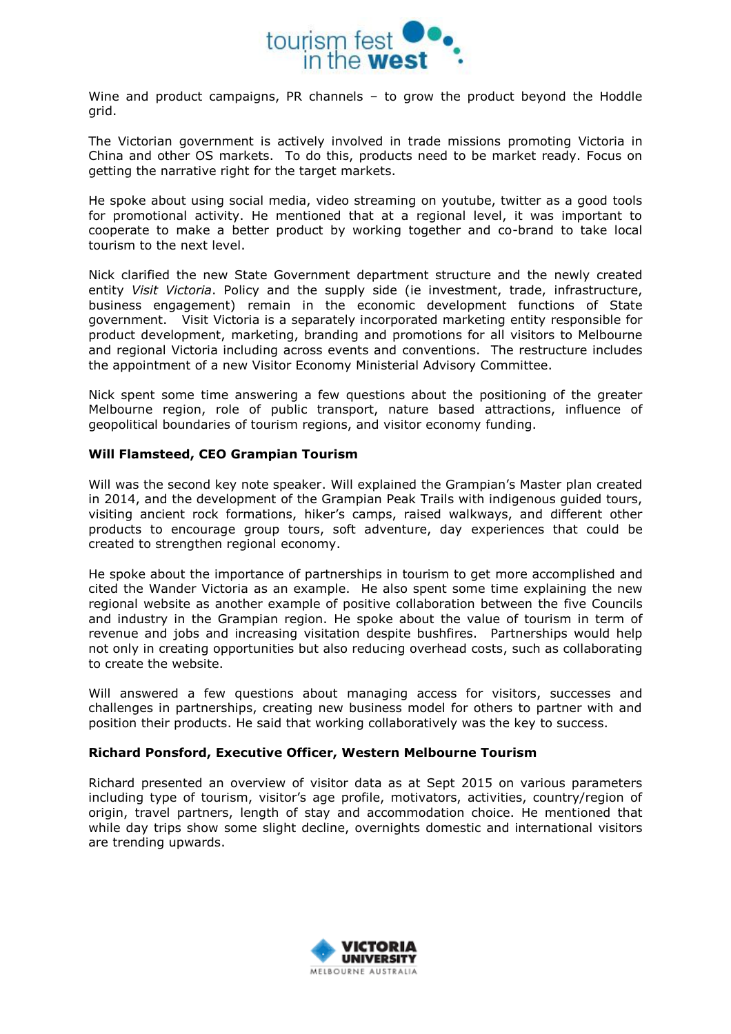Wine and product campaigns, PR channels – to grow the product beyond the Hoddle grid.

The Victorian government is actively involved in trade missions promoting Victoria in China and other OS markets. To do this, products need to be market ready. Focus on getting the narrative right for the target markets.

He spoke about using social media, video streaming on youtube, twitter as a good tools for promotional activity. He mentioned that at a regional level, it was important to cooperate to make a better product by working together and co-brand to take local tourism to the next level.

Nick clarified the new State Government department structure and the newly created entity *Visit Victoria*. Policy and the supply side (ie investment, trade, infrastructure, business engagement) remain in the economic development functions of State government. Visit Victoria is a separately incorporated marketing entity responsible for product development, marketing, branding and promotions for all visitors to Melbourne and regional Victoria including across events and conventions. The restructure includes the appointment of a new Visitor Economy Ministerial Advisory Committee.

Nick spent some time answering a few questions about the positioning of the greater Melbourne region, role of public transport, nature based attractions, influence of geopolitical boundaries of tourism regions, and visitor economy funding.

**Will Flamsteed, CEO Grampian Tourism**

Will was the second key note speaker. Will explained the Grampian's Master plan created in 2014, and the development of the Grampian Peak Trails with indigenous guided tours, visiting ancient rock formations, hiker's camps, raised walkways, and different other products to encourage group tours, soft adventure, day experiences that could be created to strengthen regional economy.

He spoke about the importance of partnerships in tourism to get more accomplished and cited the Wander Victoria as an example. He also spent some time explaining the new regional website as another example of positive collaboration between the five Councils and industry in the Grampian region. He spoke about the value of tourism in term of revenue and jobs and increasing visitation despite bushfires. Partnerships would help not only in creating opportunities but also reducing overhead costs, such as collaborating to create the website.

Will answered a few questions about managing access for visitors, successes and challenges in partnerships, creating new business model for others to partner with and position their products. He said that working collaboratively was the key to success.

**Richard Ponsford, Executive Officer, Western Melbourne Tourism**

Richard presented an overview of visitor data as at Sept 2015 on various parameters including type of tourism, visitor's age profile, motivators, activities, country/region of origin, travel partners, length of stay and accommodation choice. He mentioned that while day trips show some slight decline, overnights domestic and international visitors are trending upwards.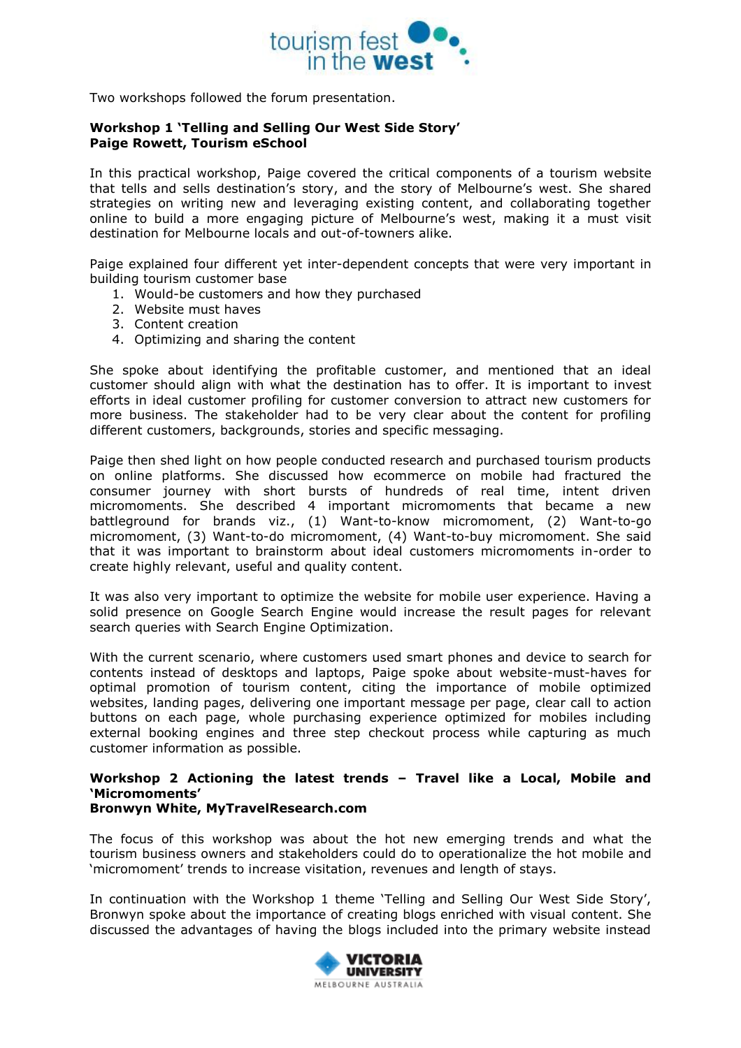Two workshops followed the forum presentation.

**Workshop 1 'Telling and Selling Our West Side Story'**
**Paige Rowett, Tourism eSchool**

In this practical workshop, Paige covered the critical components of a tourism website that tells and sells destination's story, and the story of Melbourne's west. She shared strategies on writing new and leveraging existing content, and collaborating together online to build a more engaging picture of Melbourne's west, making it a must visit destination for Melbourne locals and out-of-towners alike.

Paige explained four different yet inter-dependent concepts that were very important in building tourism customer base

1. Would-be customers and how they purchased
2. Website must haves
3. Content creation
4. Optimizing and sharing the content

She spoke about identifying the profitable customer, and mentioned that an ideal customer should align with what the destination has to offer. It is important to invest efforts in ideal customer profiling for customer conversion to attract new customers for more business. The stakeholder had to be very clear about the content for profiling different customers, backgrounds, stories and specific messaging.

Paige then shed light on how people conducted research and purchased tourism products on online platforms. She discussed how ecommerce on mobile had fractured the consumer journey with short bursts of hundreds of real time, intent driven micromoments. She described 4 important micromoments that became a new battleground for brands viz., (1) Want-to-know micromoment, (2) Want-to-go micromoment, (3) Want-to-do micromoment, (4) Want-to-buy micromoment. She said that it was important to brainstorm about ideal customers micromoments in-order to create highly relevant, useful and quality content.

It was also very important to optimize the website for mobile user experience. Having a solid presence on Google Search Engine would increase the result pages for relevant search queries with Search Engine Optimization.

With the current scenario, where customers used smart phones and device to search for contents instead of desktops and laptops, Paige spoke about website-must-haves for optimal promotion of tourism content, citing the importance of mobile optimized websites, landing pages, delivering one important message per page, clear call to action buttons on each page, whole purchasing experience optimized for mobiles including external booking engines and three step checkout process while capturing as much customer information as possible.

**Workshop 2 Actioning the latest trends – Travel like a Local, Mobile and 'Micromoments'**
**Bronwyn White, MyTravelResearch.com**

The focus of this workshop was about the hot new emerging trends and what the tourism business owners and stakeholders could do to operationalize the hot mobile and 'micromoment' trends to increase visitation, revenues and length of stays.

In continuation with the Workshop 1 theme 'Telling and Selling Our West Side Story', Bronwyn spoke about the importance of creating blogs enriched with visual content. She discussed the advantages of having the blogs included into the primary website instead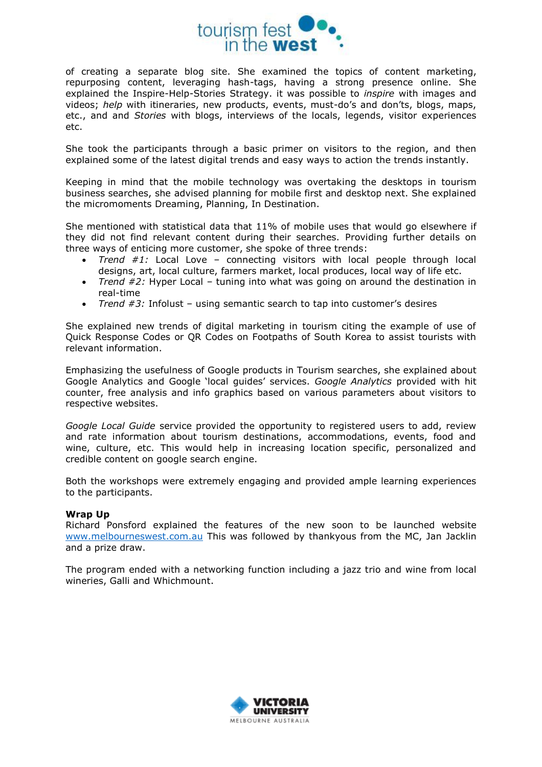of creating a separate blog site. She examined the topics of content marketing, repurposing content, leveraging hash-tags, having a strong presence online. She explained the Inspire-Help-Stories Strategy. it was possible to *inspire* with images and videos; *help* with itineraries, new products, events, must-do's and don'ts, blogs, maps, etc., and and *Stories* with blogs, interviews of the locals, legends, visitor experiences etc.

She took the participants through a basic primer on visitors to the region, and then explained some of the latest digital trends and easy ways to action the trends instantly.

Keeping in mind that the mobile technology was overtaking the desktops in tourism business searches, she advised planning for mobile first and desktop next. She explained the micromoments Dreaming, Planning, In Destination.

She mentioned with statistical data that 11% of mobile uses that would go elsewhere if they did not find relevant content during their searches. Providing further details on three ways of enticing more customer, she spoke of three trends:

- *Trend #1:* Local Love – connecting visitors with local people through local designs, art, local culture, farmers market, local produces, local way of life etc.
- *Trend #2:* Hyper Local – tuning into what was going on around the destination in real-time
- *Trend #3:* Infolust – using semantic search to tap into customer's desires

She explained new trends of digital marketing in tourism citing the example of use of Quick Response Codes or QR Codes on Footpaths of South Korea to assist tourists with relevant information.

Emphasizing the usefulness of Google products in Tourism searches, she explained about Google Analytics and Google 'local guides' services. *Google Analytics* provided with hit counter, free analysis and info graphics based on various parameters about visitors to respective websites.

*Google Local Guide* service provided the opportunity to registered users to add, review and rate information about tourism destinations, accommodations, events, food and wine, culture, etc. This would help in increasing location specific, personalized and credible content on google search engine.

Both the workshops were extremely engaging and provided ample learning experiences to the participants.

**Wrap Up**

Richard Ponsford explained the features of the new soon to be launched website www.melbourneswest.com.au This was followed by thankyous from the MC, Jan Jacklin and a prize draw.

The program ended with a networking function including a jazz trio and wine from local wineries, Galli and Whichmount.